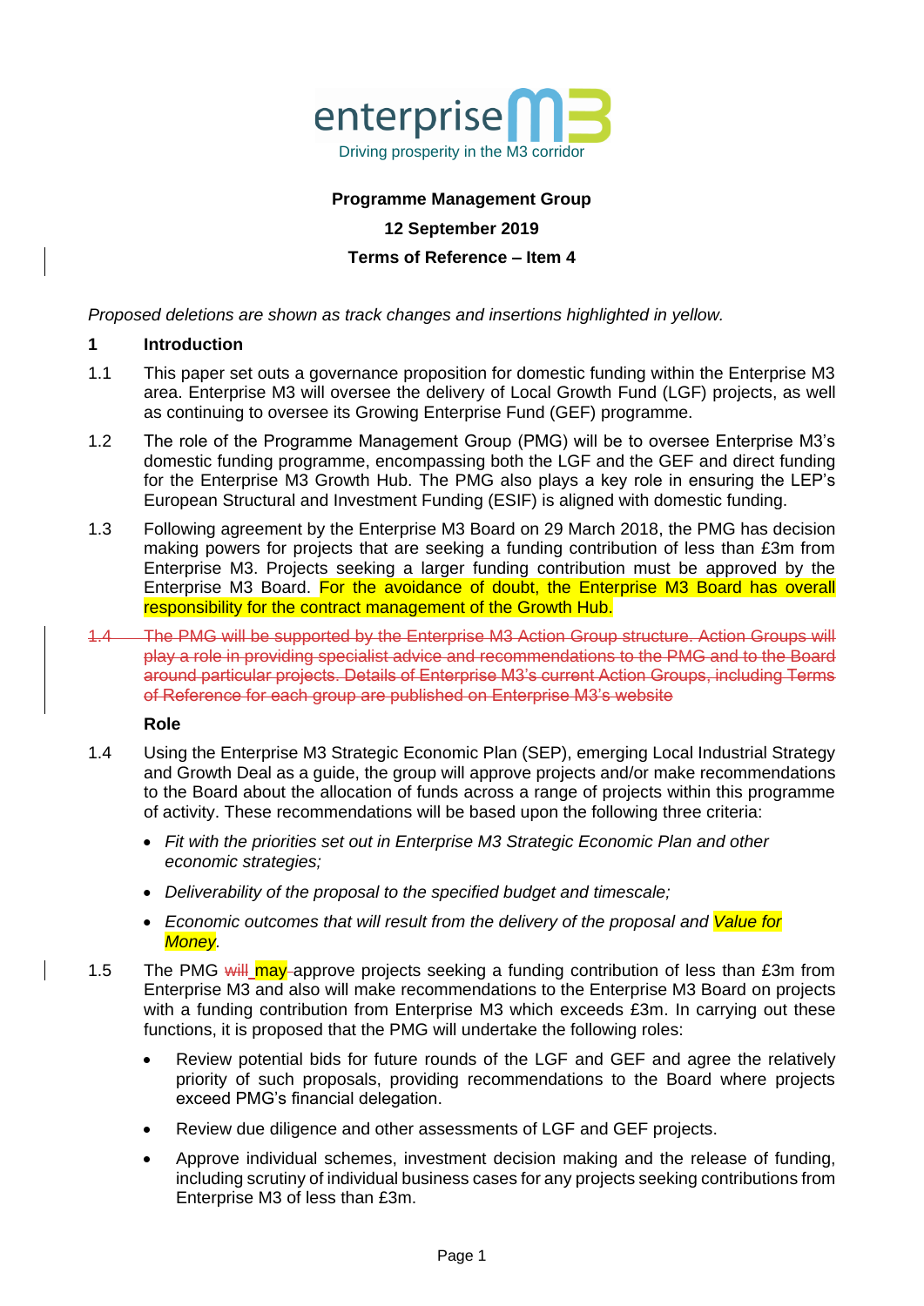enterprise M3

Driving prosperity in the M3 corridor

**Programme Management Group**

**12 September 2019**

**Terms of Reference – Item 4**

*Proposed deletions are shown as track changes and insertions highlighted in yellow.*

## 1 Introduction

1.1 This paper set outs a governance proposition for domestic funding within the Enterprise M3 area. Enterprise M3 will oversee the delivery of Local Growth Fund (LGF) projects, as well as continuing to oversee its Growing Enterprise Fund (GEF) programme.

1.2 The role of the Programme Management Group (PMG) will be to oversee Enterprise M3's domestic funding programme, encompassing both the LGF and the GEF and direct funding for the Enterprise M3 Growth Hub. The PMG also plays a key role in ensuring the LEP's European Structural and Investment Funding (ESIF) is aligned with domestic funding.

1.3 Following agreement by the Enterprise M3 Board on 29 March 2018, the PMG has decision making powers for projects that are seeking a funding contribution of less than £3m from Enterprise M3. Projects seeking a larger funding contribution must be approved by the Enterprise M3 Board. For the avoidance of doubt, the Enterprise M3 Board has overall responsibility for the contract management of the Growth Hub.

~~1.4 The PMG will be supported by the Enterprise M3 Action Group structure. Action Groups will play a role in providing specialist advice and recommendations to the PMG and to the Board around particular projects. Details of Enterprise M3's current Action Groups, including Terms of Reference for each group are published on Enterprise M3's website~~

**Role**

1.4 Using the Enterprise M3 Strategic Economic Plan (SEP), emerging Local Industrial Strategy and Growth Deal as a guide, the group will approve projects and/or make recommendations to the Board about the allocation of funds across a range of projects within this programme of activity. These recommendations will be based upon the following three criteria:

- *Fit with the priorities set out in Enterprise M3 Strategic Economic Plan and other economic strategies;*
- *Deliverability of the proposal to the specified budget and timescale;*
- *Economic outcomes that will result from the delivery of the proposal and Value for Money.*

1.5 The PMG ~~will~~ may approve projects seeking a funding contribution of less than £3m from Enterprise M3 and also will make recommendations to the Enterprise M3 Board on projects with a funding contribution from Enterprise M3 which exceeds £3m. In carrying out these functions, it is proposed that the PMG will undertake the following roles:

- Review potential bids for future rounds of the LGF and GEF and agree the relatively priority of such proposals, providing recommendations to the Board where projects exceed PMG's financial delegation.
- Review due diligence and other assessments of LGF and GEF projects.
- Approve individual schemes, investment decision making and the release of funding, including scrutiny of individual business cases for any projects seeking contributions from Enterprise M3 of less than £3m.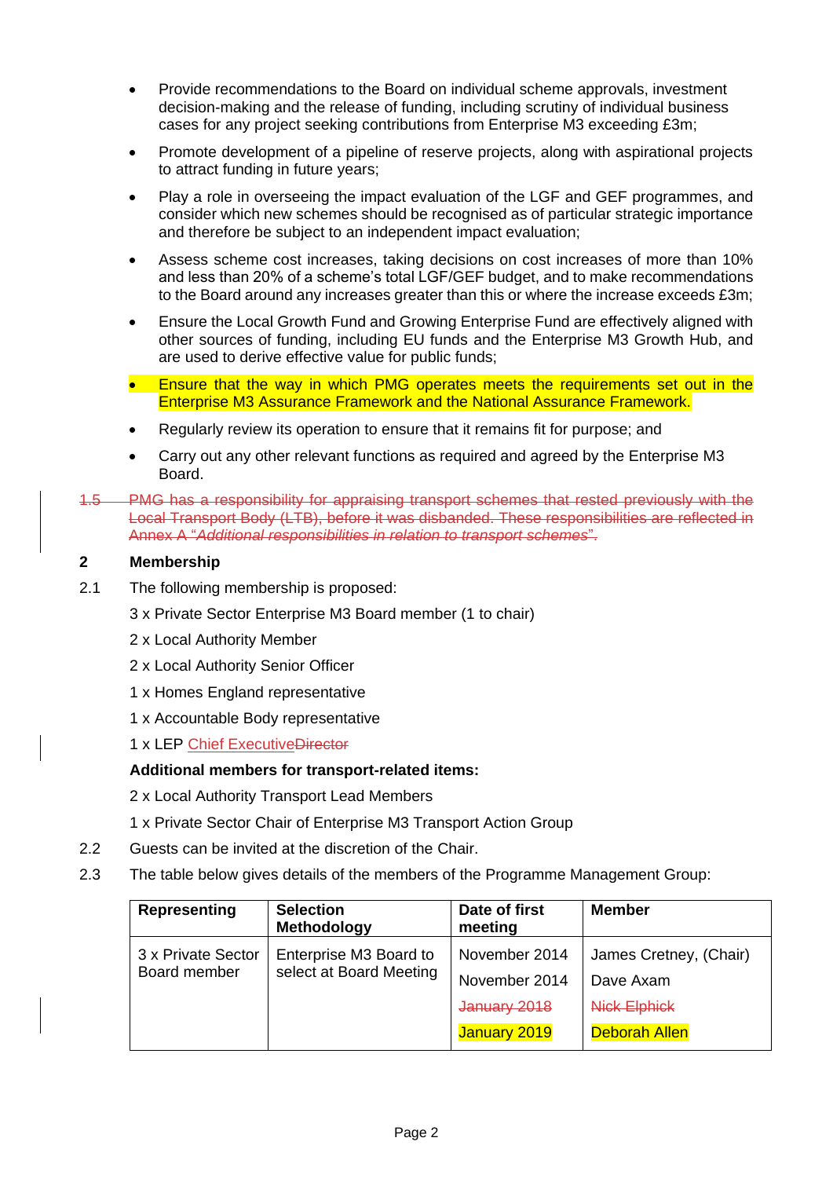- Provide recommendations to the Board on individual scheme approvals, investment decision-making and the release of funding, including scrutiny of individual business cases for any project seeking contributions from Enterprise M3 exceeding £3m;
- Promote development of a pipeline of reserve projects, along with aspirational projects to attract funding in future years;
- Play a role in overseeing the impact evaluation of the LGF and GEF programmes, and consider which new schemes should be recognised as of particular strategic importance and therefore be subject to an independent impact evaluation;
- Assess scheme cost increases, taking decisions on cost increases of more than 10% and less than 20% of a scheme's total LGF/GEF budget, and to make recommendations to the Board around any increases greater than this or where the increase exceeds £3m;
- Ensure the Local Growth Fund and Growing Enterprise Fund are effectively aligned with other sources of funding, including EU funds and the Enterprise M3 Growth Hub, and are used to derive effective value for public funds;
- Ensure that the way in which PMG operates meets the requirements set out in the Enterprise M3 Assurance Framework and the National Assurance Framework.
- Regularly review its operation to ensure that it remains fit for purpose; and
- Carry out any other relevant functions as required and agreed by the Enterprise M3 Board.

~~1.5 PMG has a responsibility for appraising transport schemes that rested previously with the Local Transport Body (LTB), before it was disbanded. These responsibilities are reflected in Annex A "*Additional responsibilities in relation to transport schemes*".~~

## 2 Membership

2.1 The following membership is proposed:

3 x Private Sector Enterprise M3 Board member (1 to chair)

2 x Local Authority Member

2 x Local Authority Senior Officer

1 x Homes England representative

1 x Accountable Body representative

1 x LEP Chief Executive~~Director~~

**Additional members for transport-related items:**

2 x Local Authority Transport Lead Members

1 x Private Sector Chair of Enterprise M3 Transport Action Group

2.2 Guests can be invited at the discretion of the Chair.

2.3 The table below gives details of the members of the Programme Management Group:

| Representing | Selection Methodology | Date of first meeting | Member |
|---|---|---|---|
| 3 x Private Sector Board member | Enterprise M3 Board to select at Board Meeting | November 2014 | James Cretney, (Chair) |
| | | November 2014 | Dave Axam |
| | | ~~January 2018~~ | ~~Nick Elphick~~ |
| | | January 2019 | Deborah Allen |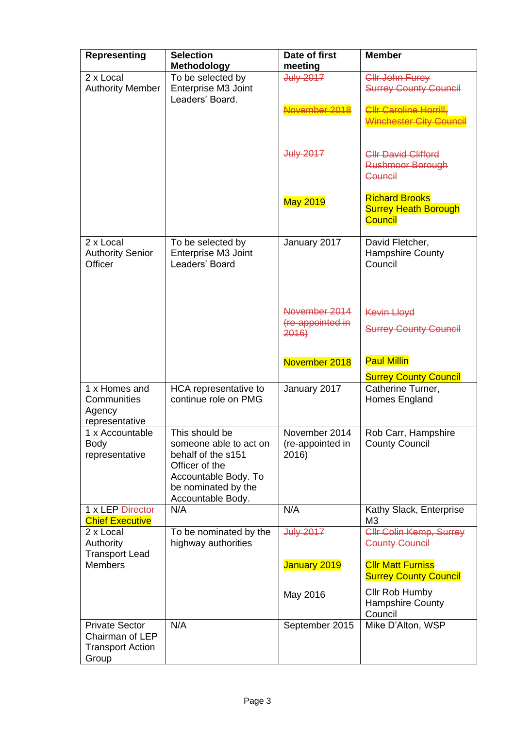| Representing | Selection Methodology | Date of first meeting | Member |
|---|---|---|---|
| 2 x Local Authority Member | To be selected by Enterprise M3 Joint Leaders' Board. | ~~July 2017~~<br><br>~~November 2018~~<br><br>~~July 2017~~<br><br>May 2019 | ~~Cllr John Furey Surrey County Council~~<br><br>~~Cllr Caroline Horrill, Winchester City Council~~<br><br>~~Cllr David Clifford Rushmoor Borough Council~~<br><br>Richard Brooks Surrey Heath Borough Council |
| 2 x Local Authority Senior Officer | To be selected by Enterprise M3 Joint Leaders' Board | January 2017<br><br>~~November 2014 (re-appointed in 2016)~~<br><br>November 2018 | David Fletcher, Hampshire County Council<br><br>~~Kevin Lloyd~~<br>~~Surrey County Council~~<br><br>Paul Millin<br>Surrey County Council |
| 1 x Homes and Communities Agency representative | HCA representative to continue role on PMG | January 2017 | Catherine Turner, Homes England |
| 1 x Accountable Body representative | This should be someone able to act on behalf of the s151 Officer of the Accountable Body. To be nominated by the Accountable Body. | November 2014 (re-appointed in 2016) | Rob Carr, Hampshire County Council |
| 1 x LEP ~~Director~~ Chief Executive | N/A | N/A | Kathy Slack, Enterprise M3 |
| 2 x Local Authority Transport Lead Members | To be nominated by the highway authorities | ~~July 2017~~<br><br>January 2019<br><br>May 2016 | ~~Cllr Colin Kemp, Surrey County Council~~<br><br>Cllr Matt Furniss Surrey County Council<br><br>Cllr Rob Humby Hampshire County Council |
| Private Sector Chairman of LEP Transport Action Group | N/A | September 2015 | Mike D'Alton, WSP |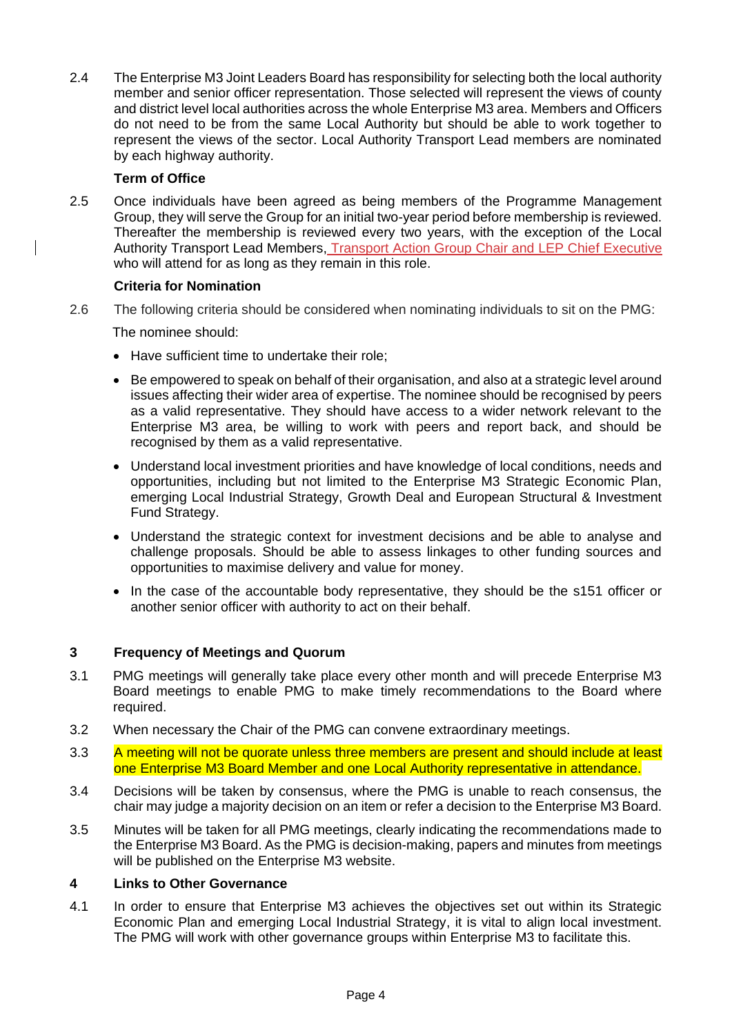2.4 The Enterprise M3 Joint Leaders Board has responsibility for selecting both the local authority member and senior officer representation. Those selected will represent the views of county and district level local authorities across the whole Enterprise M3 area. Members and Officers do not need to be from the same Local Authority but should be able to work together to represent the views of the sector. Local Authority Transport Lead members are nominated by each highway authority.

**Term of Office**

2.5 Once individuals have been agreed as being members of the Programme Management Group, they will serve the Group for an initial two-year period before membership is reviewed. Thereafter the membership is reviewed every two years, with the exception of the Local Authority Transport Lead Members, Transport Action Group Chair and LEP Chief Executive who will attend for as long as they remain in this role.

**Criteria for Nomination**

2.6 The following criteria should be considered when nominating individuals to sit on the PMG:

The nominee should:

- Have sufficient time to undertake their role;
- Be empowered to speak on behalf of their organisation, and also at a strategic level around issues affecting their wider area of expertise. The nominee should be recognised by peers as a valid representative. They should have access to a wider network relevant to the Enterprise M3 area, be willing to work with peers and report back, and should be recognised by them as a valid representative.
- Understand local investment priorities and have knowledge of local conditions, needs and opportunities, including but not limited to the Enterprise M3 Strategic Economic Plan, emerging Local Industrial Strategy, Growth Deal and European Structural & Investment Fund Strategy.
- Understand the strategic context for investment decisions and be able to analyse and challenge proposals. Should be able to assess linkages to other funding sources and opportunities to maximise delivery and value for money.
- In the case of the accountable body representative, they should be the s151 officer or another senior officer with authority to act on their behalf.

## 3 Frequency of Meetings and Quorum

3.1 PMG meetings will generally take place every other month and will precede Enterprise M3 Board meetings to enable PMG to make timely recommendations to the Board where required.

3.2 When necessary the Chair of the PMG can convene extraordinary meetings.

3.3 A meeting will not be quorate unless three members are present and should include at least one Enterprise M3 Board Member and one Local Authority representative in attendance.

3.4 Decisions will be taken by consensus, where the PMG is unable to reach consensus, the chair may judge a majority decision on an item or refer a decision to the Enterprise M3 Board.

3.5 Minutes will be taken for all PMG meetings, clearly indicating the recommendations made to the Enterprise M3 Board. As the PMG is decision-making, papers and minutes from meetings will be published on the Enterprise M3 website.

## 4 Links to Other Governance

4.1 In order to ensure that Enterprise M3 achieves the objectives set out within its Strategic Economic Plan and emerging Local Industrial Strategy, it is vital to align local investment. The PMG will work with other governance groups within Enterprise M3 to facilitate this.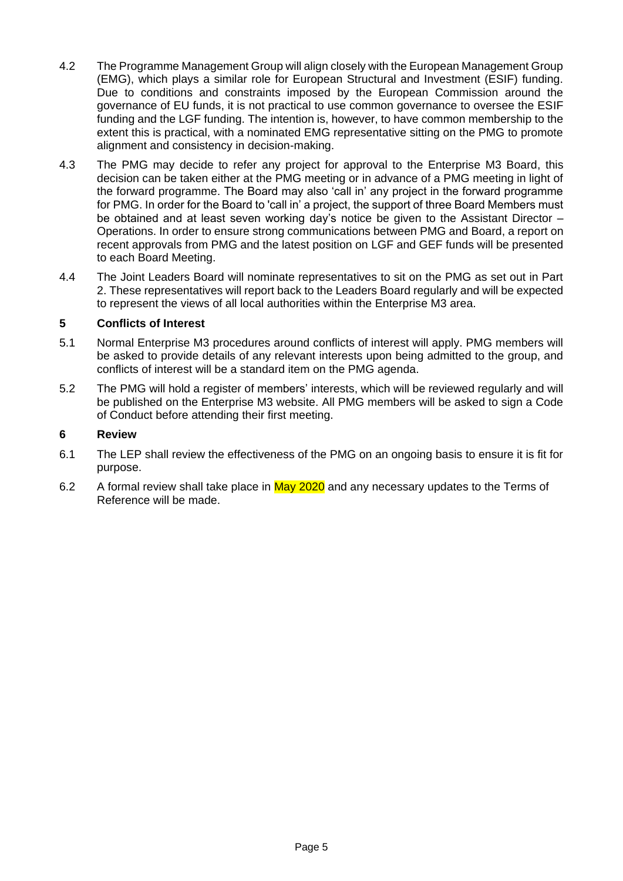4.2 The Programme Management Group will align closely with the European Management Group (EMG), which plays a similar role for European Structural and Investment (ESIF) funding. Due to conditions and constraints imposed by the European Commission around the governance of EU funds, it is not practical to use common governance to oversee the ESIF funding and the LGF funding. The intention is, however, to have common membership to the extent this is practical, with a nominated EMG representative sitting on the PMG to promote alignment and consistency in decision-making.

4.3 The PMG may decide to refer any project for approval to the Enterprise M3 Board, this decision can be taken either at the PMG meeting or in advance of a PMG meeting in light of the forward programme. The Board may also 'call in' any project in the forward programme for PMG. In order for the Board to 'call in' a project, the support of three Board Members must be obtained and at least seven working day's notice be given to the Assistant Director – Operations. In order to ensure strong communications between PMG and Board, a report on recent approvals from PMG and the latest position on LGF and GEF funds will be presented to each Board Meeting.

4.4 The Joint Leaders Board will nominate representatives to sit on the PMG as set out in Part 2. These representatives will report back to the Leaders Board regularly and will be expected to represent the views of all local authorities within the Enterprise M3 area.

## 5 Conflicts of Interest

5.1 Normal Enterprise M3 procedures around conflicts of interest will apply. PMG members will be asked to provide details of any relevant interests upon being admitted to the group, and conflicts of interest will be a standard item on the PMG agenda.

5.2 The PMG will hold a register of members' interests, which will be reviewed regularly and will be published on the Enterprise M3 website. All PMG members will be asked to sign a Code of Conduct before attending their first meeting.

## 6 Review

6.1 The LEP shall review the effectiveness of the PMG on an ongoing basis to ensure it is fit for purpose.

6.2 A formal review shall take place in May 2020 and any necessary updates to the Terms of Reference will be made.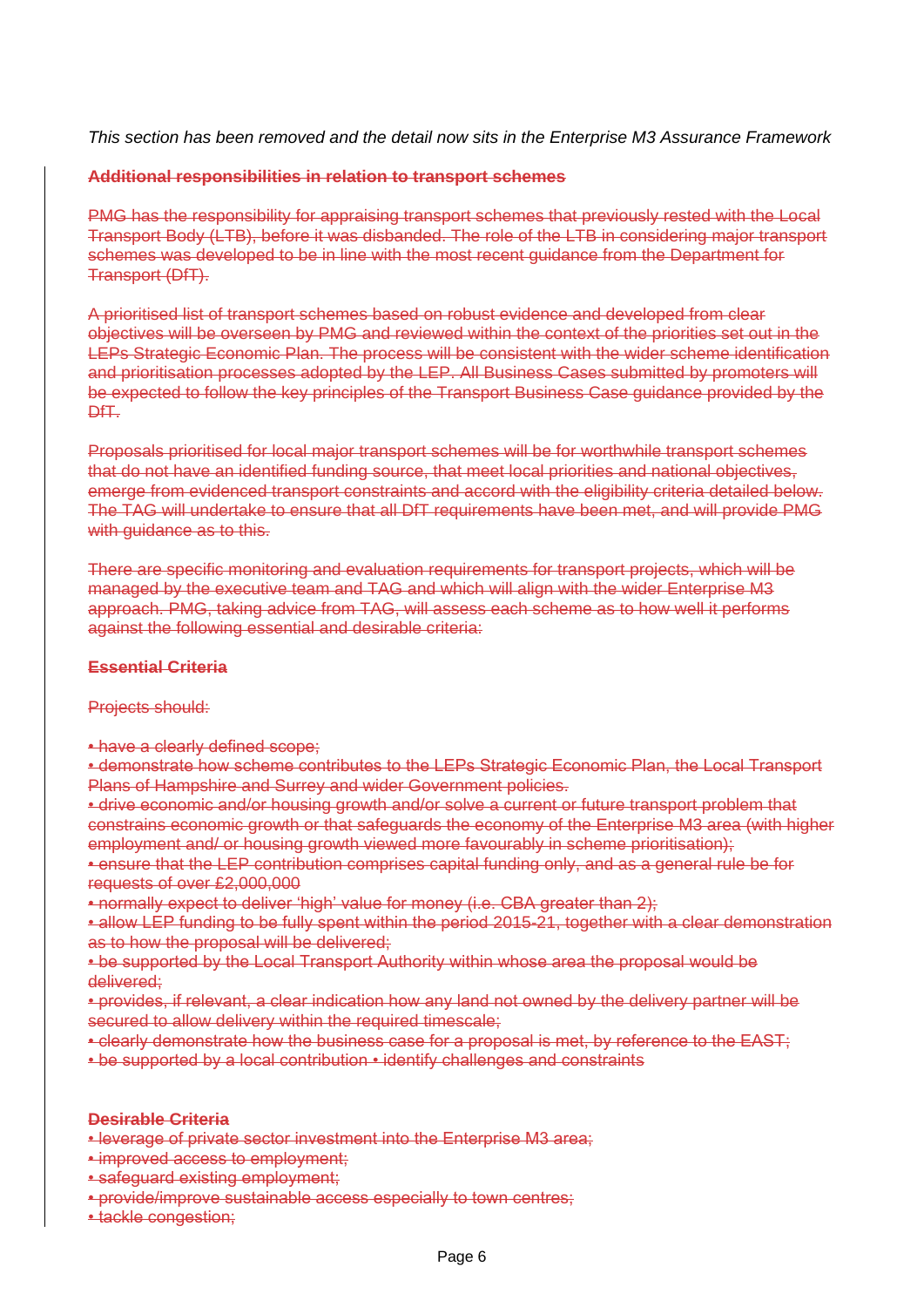*This section has been removed and the detail now sits in the Enterprise M3 Assurance Framework*

~~**Additional responsibilities in relation to transport schemes**~~

~~PMG has the responsibility for appraising transport schemes that previously rested with the Local Transport Body (LTB), before it was disbanded. The role of the LTB in considering major transport schemes was developed to be in line with the most recent guidance from the Department for Transport (DfT).~~

~~A prioritised list of transport schemes based on robust evidence and developed from clear objectives will be overseen by PMG and reviewed within the context of the priorities set out in the LEPs Strategic Economic Plan. The process will be consistent with the wider scheme identification and prioritisation processes adopted by the LEP. All Business Cases submitted by promoters will be expected to follow the key principles of the Transport Business Case guidance provided by the DfT.~~

~~Proposals prioritised for local major transport schemes will be for worthwhile transport schemes that do not have an identified funding source, that meet local priorities and national objectives, emerge from evidenced transport constraints and accord with the eligibility criteria detailed below. The TAG will undertake to ensure that all DfT requirements have been met, and will provide PMG with guidance as to this.~~

~~There are specific monitoring and evaluation requirements for transport projects, which will be managed by the executive team and TAG and which will align with the wider Enterprise M3 approach. PMG, taking advice from TAG, will assess each scheme as to how well it performs against the following essential and desirable criteria:~~

~~**Essential Criteria**~~

~~Projects should:~~

- ~~have a clearly defined scope;~~
- ~~demonstrate how scheme contributes to the LEPs Strategic Economic Plan, the Local Transport Plans of Hampshire and Surrey and wider Government policies.~~
- ~~drive economic and/or housing growth and/or solve a current or future transport problem that constrains economic growth or that safeguards the economy of the Enterprise M3 area (with higher employment and/ or housing growth viewed more favourably in scheme prioritisation);~~
- ~~ensure that the LEP contribution comprises capital funding only, and as a general rule be for requests of over £2,000,000~~
- ~~normally expect to deliver 'high' value for money (i.e. CBA greater than 2);~~
- ~~allow LEP funding to be fully spent within the period 2015-21, together with a clear demonstration as to how the proposal will be delivered;~~
- ~~be supported by the Local Transport Authority within whose area the proposal would be delivered;~~
- ~~provides, if relevant, a clear indication how any land not owned by the delivery partner will be secured to allow delivery within the required timescale;~~
- ~~clearly demonstrate how the business case for a proposal is met, by reference to the EAST;~~
- ~~be supported by a local contribution • identify challenges and constraints~~

~~**Desirable Criteria**~~

- ~~leverage of private sector investment into the Enterprise M3 area;~~
- ~~improved access to employment;~~
- ~~safeguard existing employment;~~
- ~~provide/improve sustainable access especially to town centres;~~
- ~~tackle congestion;~~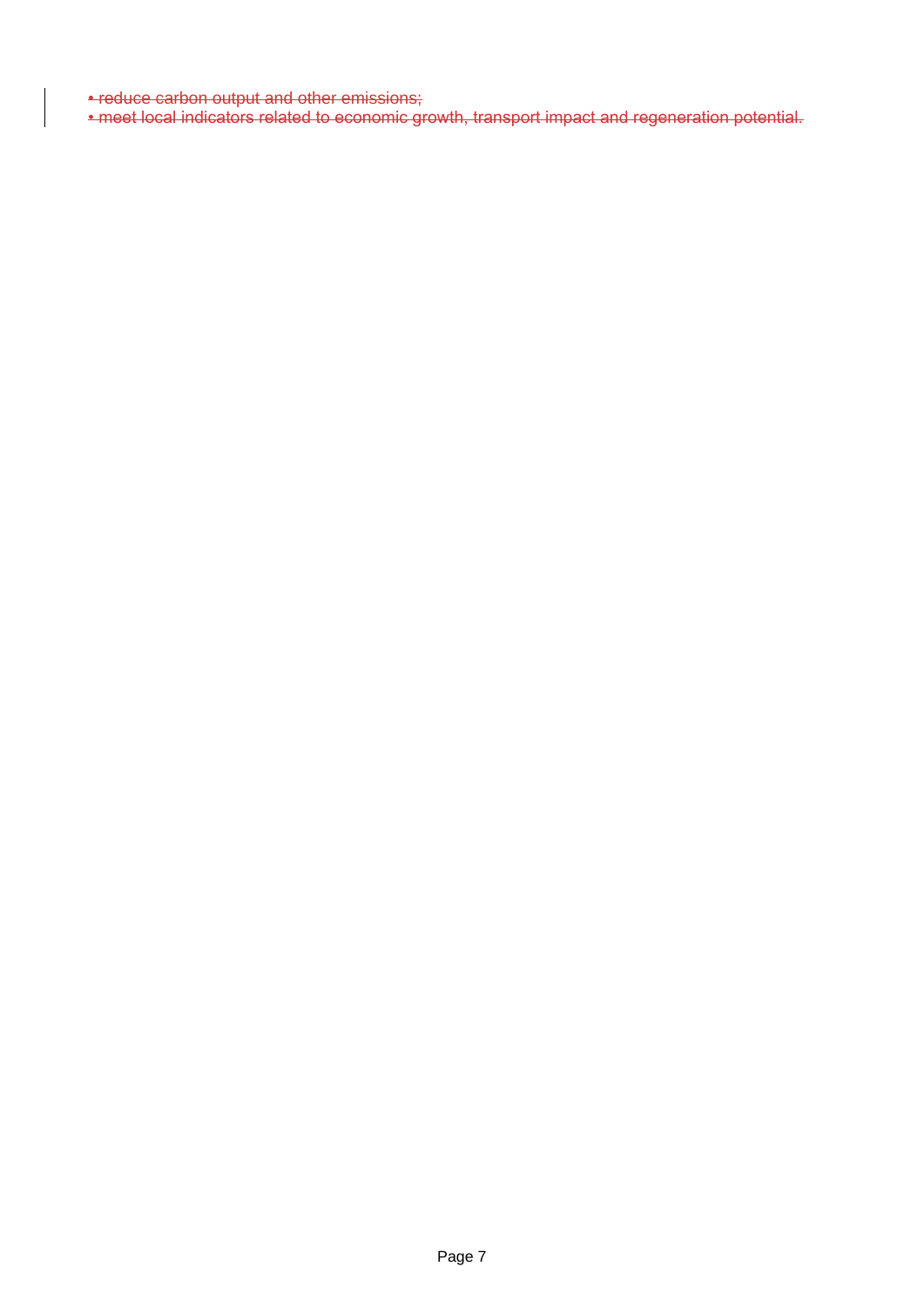- ~~reduce carbon output and other emissions;~~
- ~~meet local indicators related to economic growth, transport impact and regeneration potential.~~